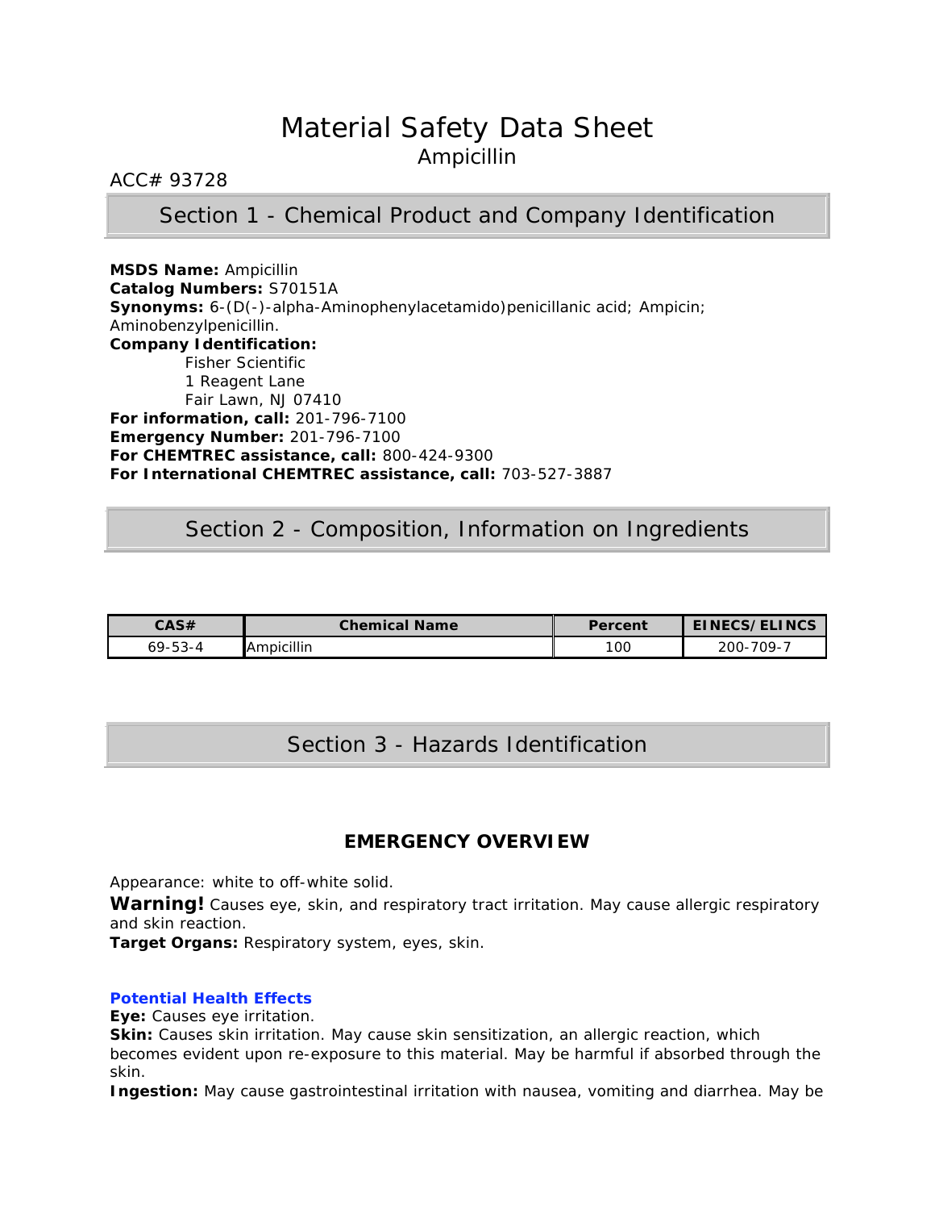# Material Safety Data Sheet
## Ampicillin

ACC# 93728

## Section 1 - Chemical Product and Company Identification

**MSDS Name:** Ampicillin
**Catalog Numbers:** S70151A
**Synonyms:** 6-(D(-)-alpha-Aminophenylacetamido)penicillanic acid; Ampicin; Aminobenzylpenicillin.
**Company Identification:**
Fisher Scientific
1 Reagent Lane
Fair Lawn, NJ 07410
**For information, call:** 201-796-7100
**Emergency Number:** 201-796-7100
**For CHEMTREC assistance, call:** 800-424-9300
**For International CHEMTREC assistance, call:** 703-527-3887

## Section 2 - Composition, Information on Ingredients

| CAS# | Chemical Name | Percent | EINECS/ELINCS |
|---|---|---|---|
| 69-53-4 | Ampicillin | 100 | 200-709-7 |

## Section 3 - Hazards Identification

### EMERGENCY OVERVIEW

Appearance: white to off-white solid.
**Warning!** Causes eye, skin, and respiratory tract irritation. May cause allergic respiratory and skin reaction.
**Target Organs:** Respiratory system, eyes, skin.

**Potential Health Effects**
**Eye:** Causes eye irritation.
**Skin:** Causes skin irritation. May cause skin sensitization, an allergic reaction, which becomes evident upon re-exposure to this material. May be harmful if absorbed through the skin.
**Ingestion:** May cause gastrointestinal irritation with nausea, vomiting and diarrhea. May be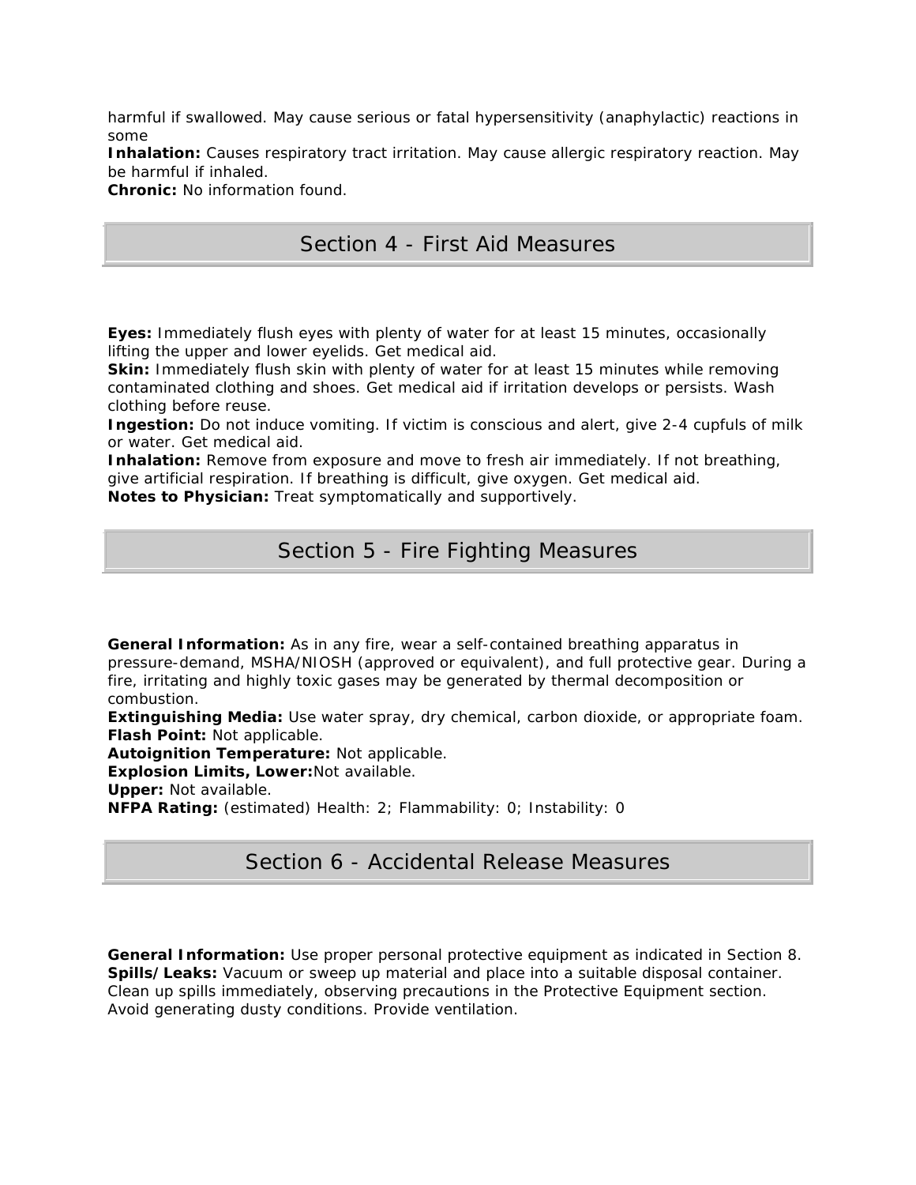harmful if swallowed. May cause serious or fatal hypersensitivity (anaphylactic) reactions in some

**Inhalation:** Causes respiratory tract irritation. May cause allergic respiratory reaction. May be harmful if inhaled.

**Chronic:** No information found.

## Section 4 - First Aid Measures

**Eyes:** Immediately flush eyes with plenty of water for at least 15 minutes, occasionally lifting the upper and lower eyelids. Get medical aid.

**Skin:** Immediately flush skin with plenty of water for at least 15 minutes while removing contaminated clothing and shoes. Get medical aid if irritation develops or persists. Wash clothing before reuse.

**Ingestion:** Do not induce vomiting. If victim is conscious and alert, give 2-4 cupfuls of milk or water. Get medical aid.

**Inhalation:** Remove from exposure and move to fresh air immediately. If not breathing, give artificial respiration. If breathing is difficult, give oxygen. Get medical aid.

**Notes to Physician:** Treat symptomatically and supportively.

## Section 5 - Fire Fighting Measures

**General Information:** As in any fire, wear a self-contained breathing apparatus in pressure-demand, MSHA/NIOSH (approved or equivalent), and full protective gear. During a fire, irritating and highly toxic gases may be generated by thermal decomposition or combustion.

**Extinguishing Media:** Use water spray, dry chemical, carbon dioxide, or appropriate foam.

**Flash Point:** Not applicable.

**Autoignition Temperature:** Not applicable.

**Explosion Limits, Lower:** Not available.

**Upper:** Not available.

**NFPA Rating:** (estimated) Health: 2; Flammability: 0; Instability: 0

## Section 6 - Accidental Release Measures

**General Information:** Use proper personal protective equipment as indicated in Section 8.

**Spills/Leaks:** Vacuum or sweep up material and place into a suitable disposal container. Clean up spills immediately, observing precautions in the Protective Equipment section. Avoid generating dusty conditions. Provide ventilation.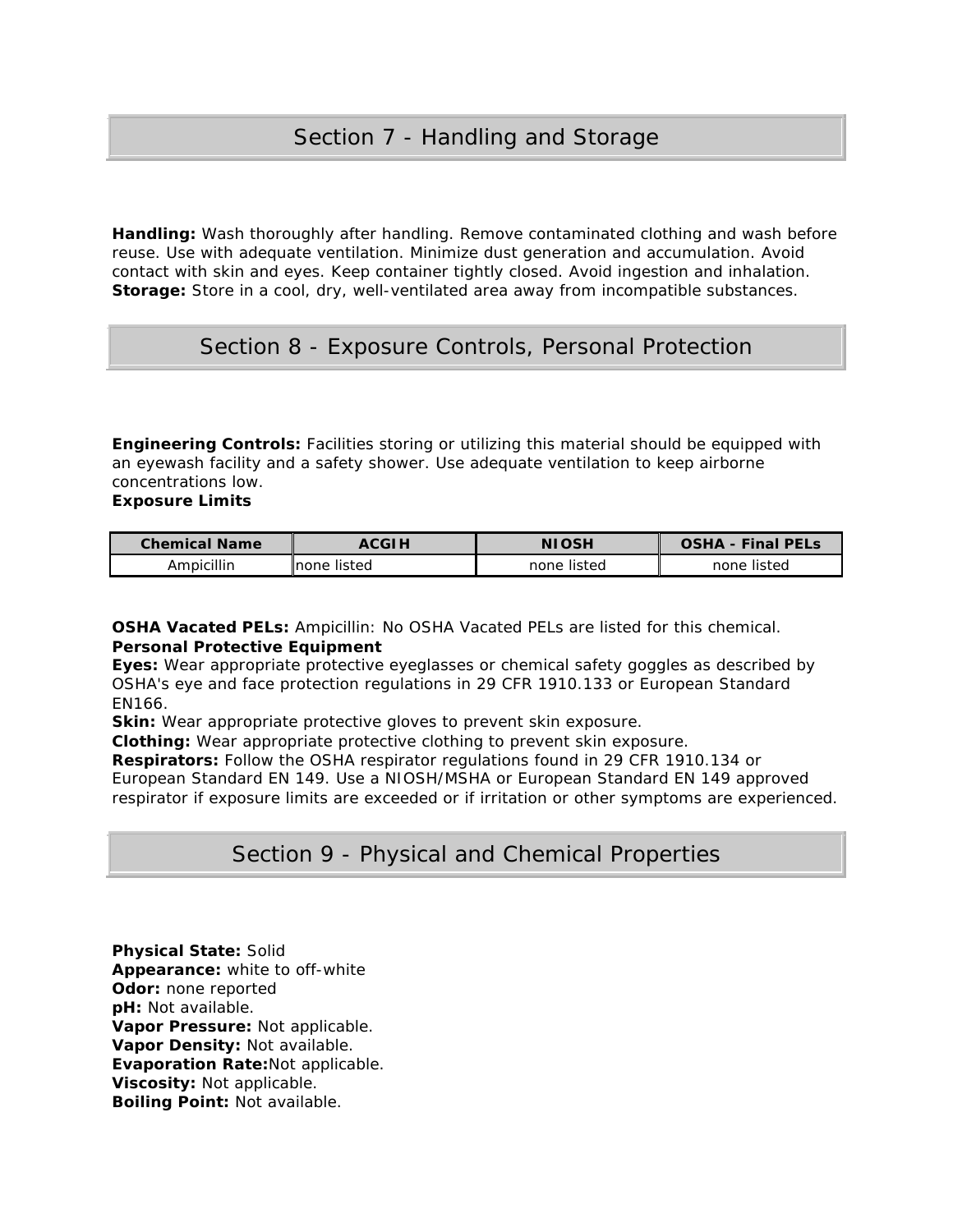## Section 7 - Handling and Storage

**Handling:** Wash thoroughly after handling. Remove contaminated clothing and wash before reuse. Use with adequate ventilation. Minimize dust generation and accumulation. Avoid contact with skin and eyes. Keep container tightly closed. Avoid ingestion and inhalation.
**Storage:** Store in a cool, dry, well-ventilated area away from incompatible substances.

## Section 8 - Exposure Controls, Personal Protection

**Engineering Controls:** Facilities storing or utilizing this material should be equipped with an eyewash facility and a safety shower. Use adequate ventilation to keep airborne concentrations low.
**Exposure Limits**

| Chemical Name | ACGIH | NIOSH | OSHA - Final PELs |
|---|---|---|---|
| Ampicillin | none listed | none listed | none listed |

**OSHA Vacated PELs:** Ampicillin: No OSHA Vacated PELs are listed for this chemical.
**Personal Protective Equipment**
**Eyes:** Wear appropriate protective eyeglasses or chemical safety goggles as described by OSHA's eye and face protection regulations in 29 CFR 1910.133 or European Standard EN166.
**Skin:** Wear appropriate protective gloves to prevent skin exposure.
**Clothing:** Wear appropriate protective clothing to prevent skin exposure.
**Respirators:** Follow the OSHA respirator regulations found in 29 CFR 1910.134 or European Standard EN 149. Use a NIOSH/MSHA or European Standard EN 149 approved respirator if exposure limits are exceeded or if irritation or other symptoms are experienced.

## Section 9 - Physical and Chemical Properties

**Physical State:** Solid
**Appearance:** white to off-white
**Odor:** none reported
**pH:** Not available.
**Vapor Pressure:** Not applicable.
**Vapor Density:** Not available.
**Evaporation Rate:**Not applicable.
**Viscosity:** Not applicable.
**Boiling Point:** Not available.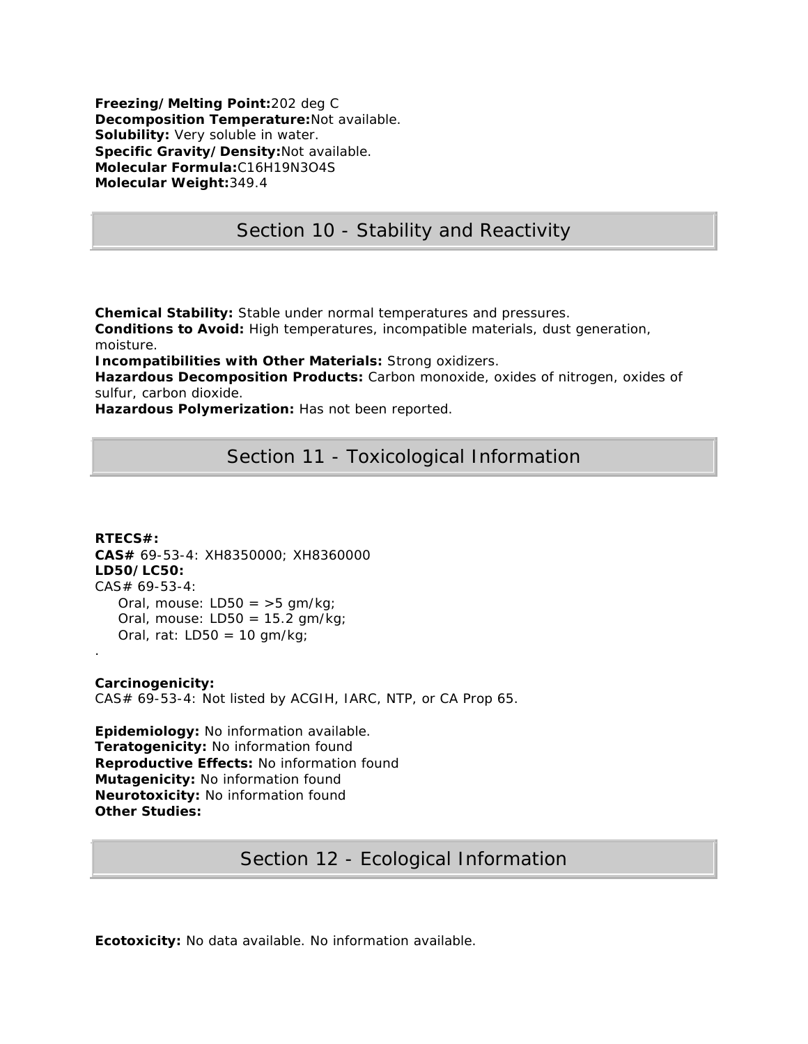**Freezing/Melting Point:** 202 deg C
**Decomposition Temperature:** Not available.
**Solubility:** Very soluble in water.
**Specific Gravity/Density:** Not available.
**Molecular Formula:** $C_{16}H_{19}N_3O_4S$
**Molecular Weight:** 349.4

## Section 10 - Stability and Reactivity

**Chemical Stability:** Stable under normal temperatures and pressures.
**Conditions to Avoid:** High temperatures, incompatible materials, dust generation, moisture.
**Incompatibilities with Other Materials:** Strong oxidizers.
**Hazardous Decomposition Products:** Carbon monoxide, oxides of nitrogen, oxides of sulfur, carbon dioxide.
**Hazardous Polymerization:** Has not been reported.

## Section 11 - Toxicological Information

**RTECS#:**
**CAS#** 69-53-4: XH8350000; XH8360000
**LD50/LC50:**
CAS# 69-53-4:
- Oral, mouse: LD50 = >5 gm/kg;
- Oral, mouse: LD50 = 15.2 gm/kg;
- Oral, rat: LD50 = 10 gm/kg;

.

**Carcinogenicity:**
CAS# 69-53-4: Not listed by ACGIH, IARC, NTP, or CA Prop 65.

**Epidemiology:** No information available.
**Teratogenicity:** No information found
**Reproductive Effects:** No information found
**Mutagenicity:** No information found
**Neurotoxicity:** No information found
**Other Studies:**

## Section 12 - Ecological Information

**Ecotoxicity:** No data available. No information available.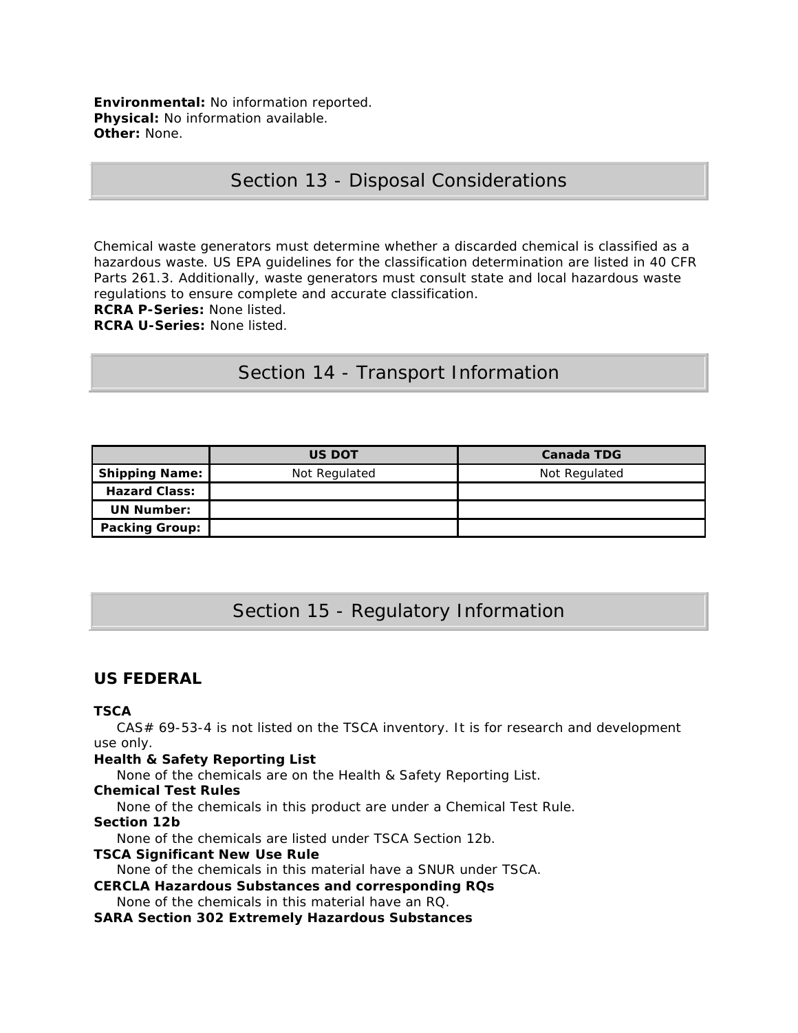**Environmental:** No information reported.
**Physical:** No information available.
**Other:** None.

## Section 13 - Disposal Considerations

Chemical waste generators must determine whether a discarded chemical is classified as a hazardous waste. US EPA guidelines for the classification determination are listed in 40 CFR Parts 261.3. Additionally, waste generators must consult state and local hazardous waste regulations to ensure complete and accurate classification.
**RCRA P-Series:** None listed.
**RCRA U-Series:** None listed.

## Section 14 - Transport Information

| | US DOT | Canada TDG |
|---|---|---|
| **Shipping Name:** | Not Regulated | Not Regulated |
| **Hazard Class:** | | |
| **UN Number:** | | |
| **Packing Group:** | | |

## Section 15 - Regulatory Information

### US FEDERAL

**TSCA**
CAS# 69-53-4 is not listed on the TSCA inventory. It is for research and development use only.
**Health & Safety Reporting List**
None of the chemicals are on the Health & Safety Reporting List.
**Chemical Test Rules**
None of the chemicals in this product are under a Chemical Test Rule.
**Section 12b**
None of the chemicals are listed under TSCA Section 12b.
**TSCA Significant New Use Rule**
None of the chemicals in this material have a SNUR under TSCA.
**CERCLA Hazardous Substances and corresponding RQs**
None of the chemicals in this material have an RQ.
**SARA Section 302 Extremely Hazardous Substances**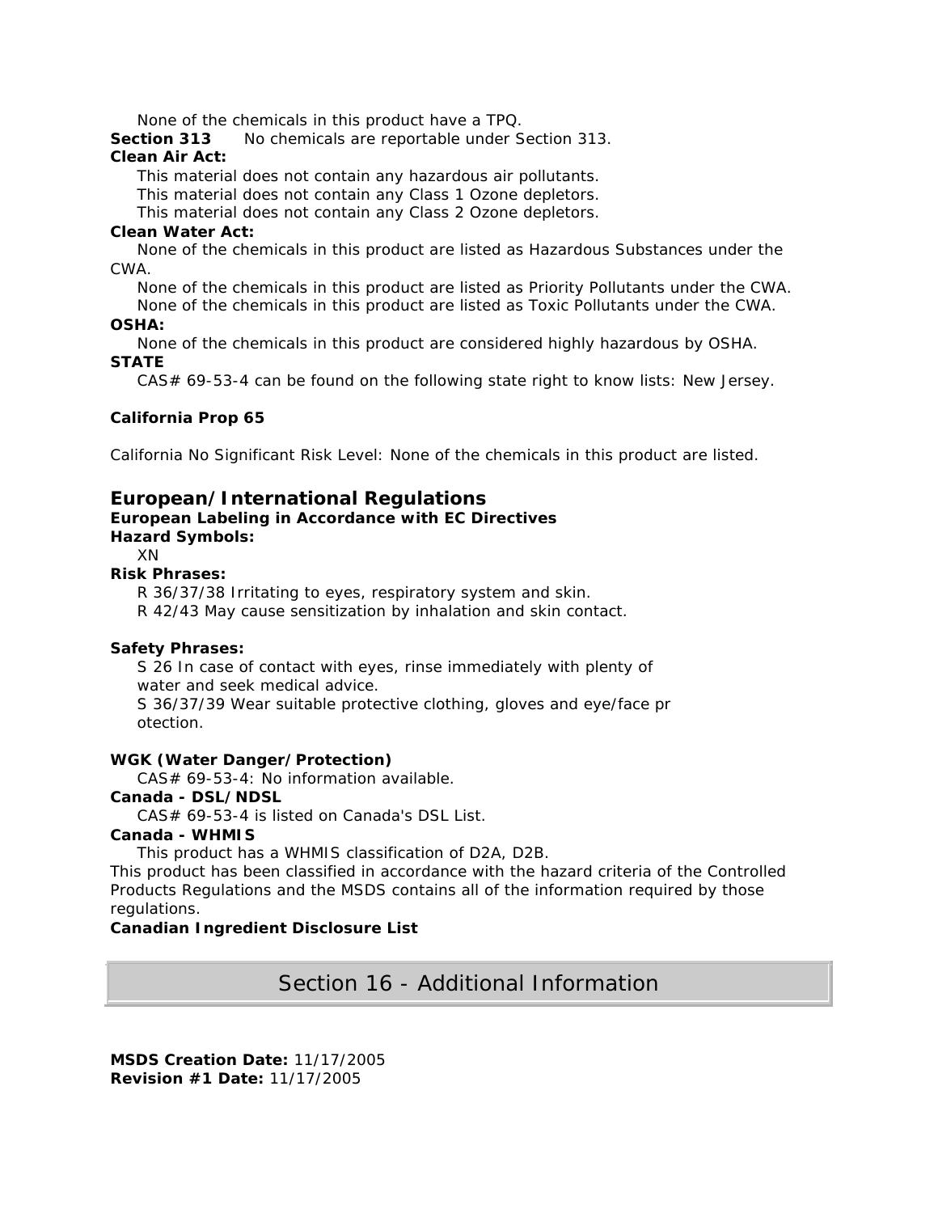None of the chemicals in this product have a TPQ.

**Section 313** No chemicals are reportable under Section 313.

**Clean Air Act:**

This material does not contain any hazardous air pollutants.
This material does not contain any Class 1 Ozone depletors.
This material does not contain any Class 2 Ozone depletors.

**Clean Water Act:**

None of the chemicals in this product are listed as Hazardous Substances under the CWA.
None of the chemicals in this product are listed as Priority Pollutants under the CWA.
None of the chemicals in this product are listed as Toxic Pollutants under the CWA.

**OSHA:**

None of the chemicals in this product are considered highly hazardous by OSHA.

**STATE**

CAS# 69-53-4 can be found on the following state right to know lists: New Jersey.

**California Prop 65**

California No Significant Risk Level: None of the chemicals in this product are listed.

## European/International Regulations

**European Labeling in Accordance with EC Directives**

**Hazard Symbols:**

XN

**Risk Phrases:**

R 36/37/38 Irritating to eyes, respiratory system and skin.
R 42/43 May cause sensitization by inhalation and skin contact.

**Safety Phrases:**

S 26 In case of contact with eyes, rinse immediately with plenty of water and seek medical advice.
S 36/37/39 Wear suitable protective clothing, gloves and eye/face protection.

**WGK (Water Danger/Protection)**

CAS# 69-53-4: No information available.

**Canada - DSL/NDSL**

CAS# 69-53-4 is listed on Canada's DSL List.

**Canada - WHMIS**

This product has a WHMIS classification of D2A, D2B.
This product has been classified in accordance with the hazard criteria of the Controlled Products Regulations and the MSDS contains all of the information required by those regulations.

**Canadian Ingredient Disclosure List**

## Section 16 - Additional Information

**MSDS Creation Date:** 11/17/2005
**Revision #1 Date:** 11/17/2005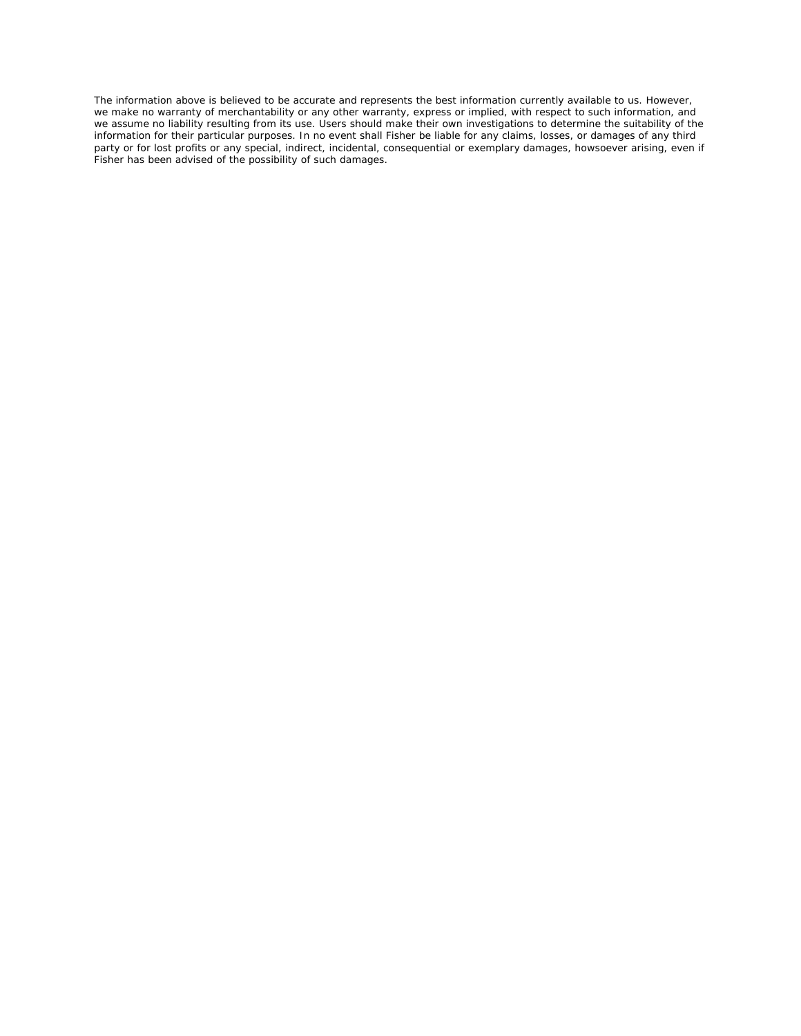The information above is believed to be accurate and represents the best information currently available to us. However, we make no warranty of merchantability or any other warranty, express or implied, with respect to such information, and we assume no liability resulting from its use. Users should make their own investigations to determine the suitability of the information for their particular purposes. In no event shall Fisher be liable for any claims, losses, or damages of any third party or for lost profits or any special, indirect, incidental, consequential or exemplary damages, howsoever arising, even if Fisher has been advised of the possibility of such damages.